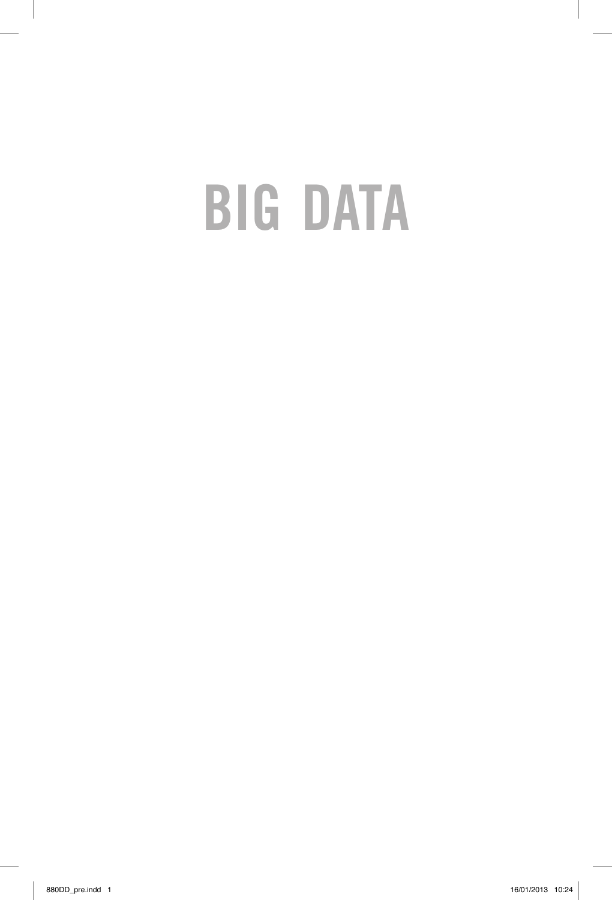# BIG DATA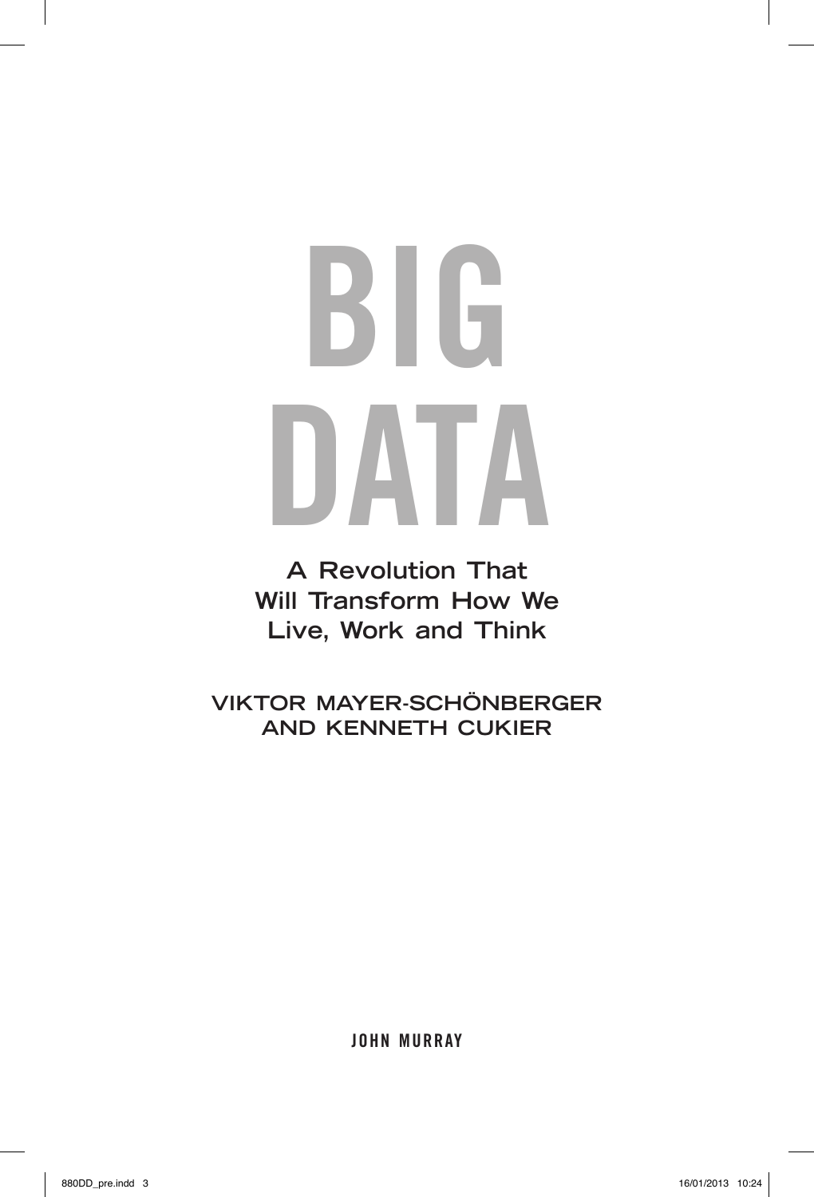# BIG DATA

## A Revolution That Will Transform How We Live, Work and Think

VIKTOR MAYER-SCHÖNBERGER AND KENNETH CUKIER

JOHN MURRAY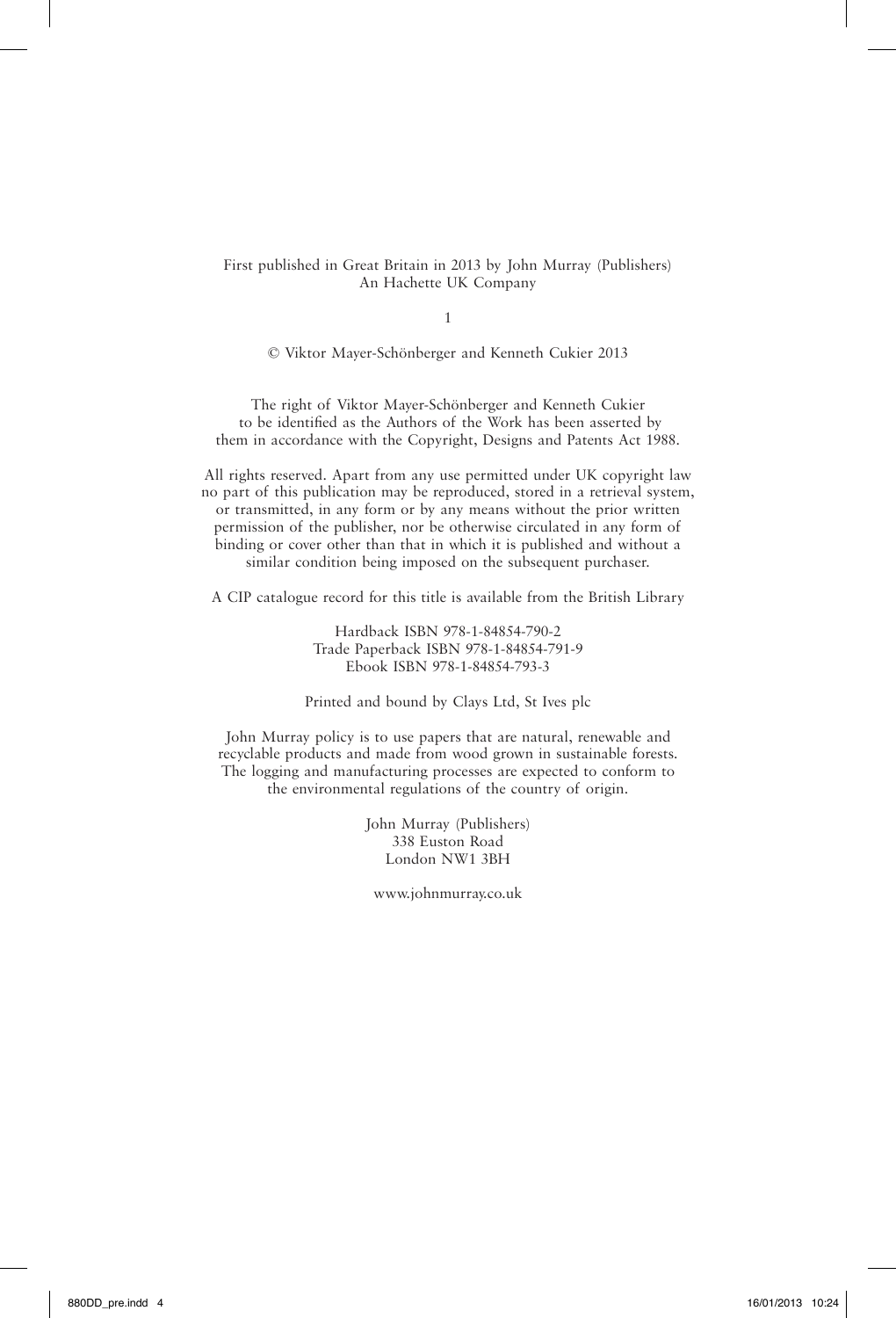First published in Great Britain in 2013 by John Murray (Publishers)
An Hachette UK Company

1

© Viktor Mayer-Schönberger and Kenneth Cukier 2013

The right of Viktor Mayer-Schönberger and Kenneth Cukier to be identified as the Authors of the Work has been asserted by them in accordance with the Copyright, Designs and Patents Act 1988.

All rights reserved. Apart from any use permitted under UK copyright law no part of this publication may be reproduced, stored in a retrieval system, or transmitted, in any form or by any means without the prior written permission of the publisher, nor be otherwise circulated in any form of binding or cover other than that in which it is published and without a similar condition being imposed on the subsequent purchaser.

A CIP catalogue record for this title is available from the British Library

Hardback ISBN 978-1-84854-790-2
Trade Paperback ISBN 978-1-84854-791-9
Ebook ISBN 978-1-84854-793-3

Printed and bound by Clays Ltd, St Ives plc

John Murray policy is to use papers that are natural, renewable and recyclable products and made from wood grown in sustainable forests. The logging and manufacturing processes are expected to conform to the environmental regulations of the country of origin.

John Murray (Publishers)
338 Euston Road
London NW1 3BH

www.johnmurray.co.uk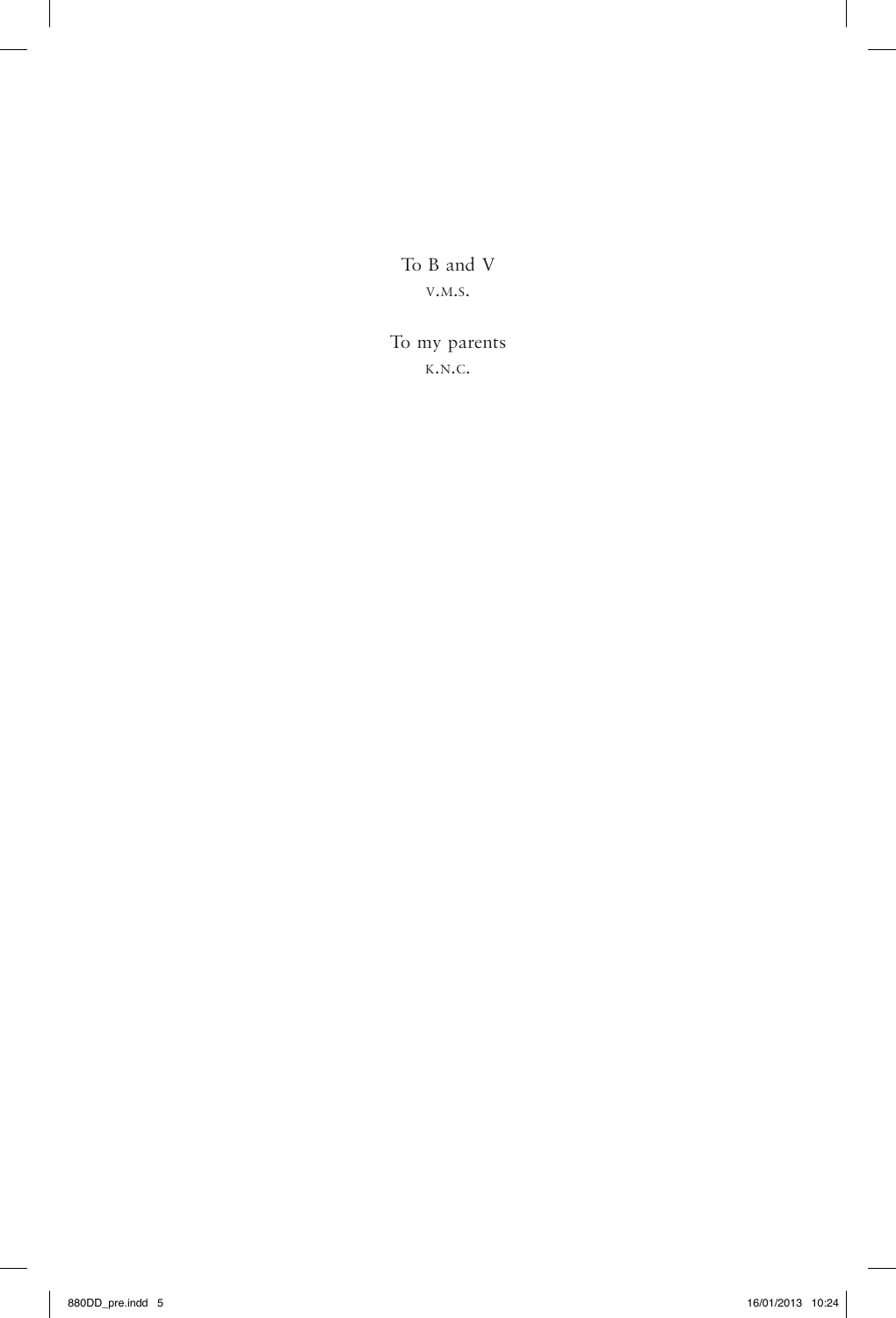To B and V

V.M.S.

To my parents

K.N.C.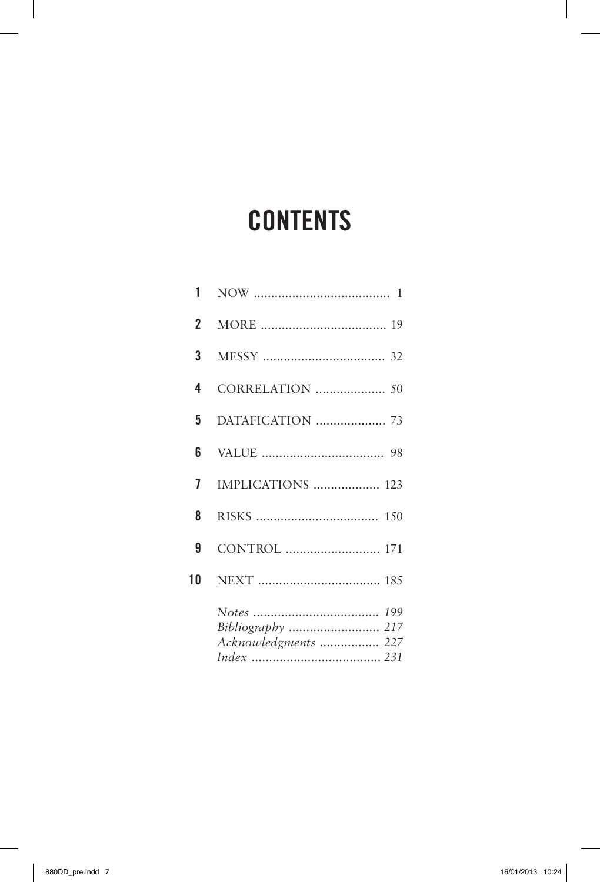# CONTENTS

| | | |
|---|---|---|
| 1 | NOW | 1 |
| 2 | MORE | 19 |
| 3 | MESSY | 32 |
| 4 | CORRELATION | 50 |
| 5 | DATAFICATION | 73 |
| 6 | VALUE | 98 |
| 7 | IMPLICATIONS | 123 |
| 8 | RISKS | 150 |
| 9 | CONTROL | 171 |
| 10 | NEXT | 185 |
| | *Notes* | *199* |
| | *Bibliography* | *217* |
| | *Acknowledgments* | *227* |
| | *Index* | *231* |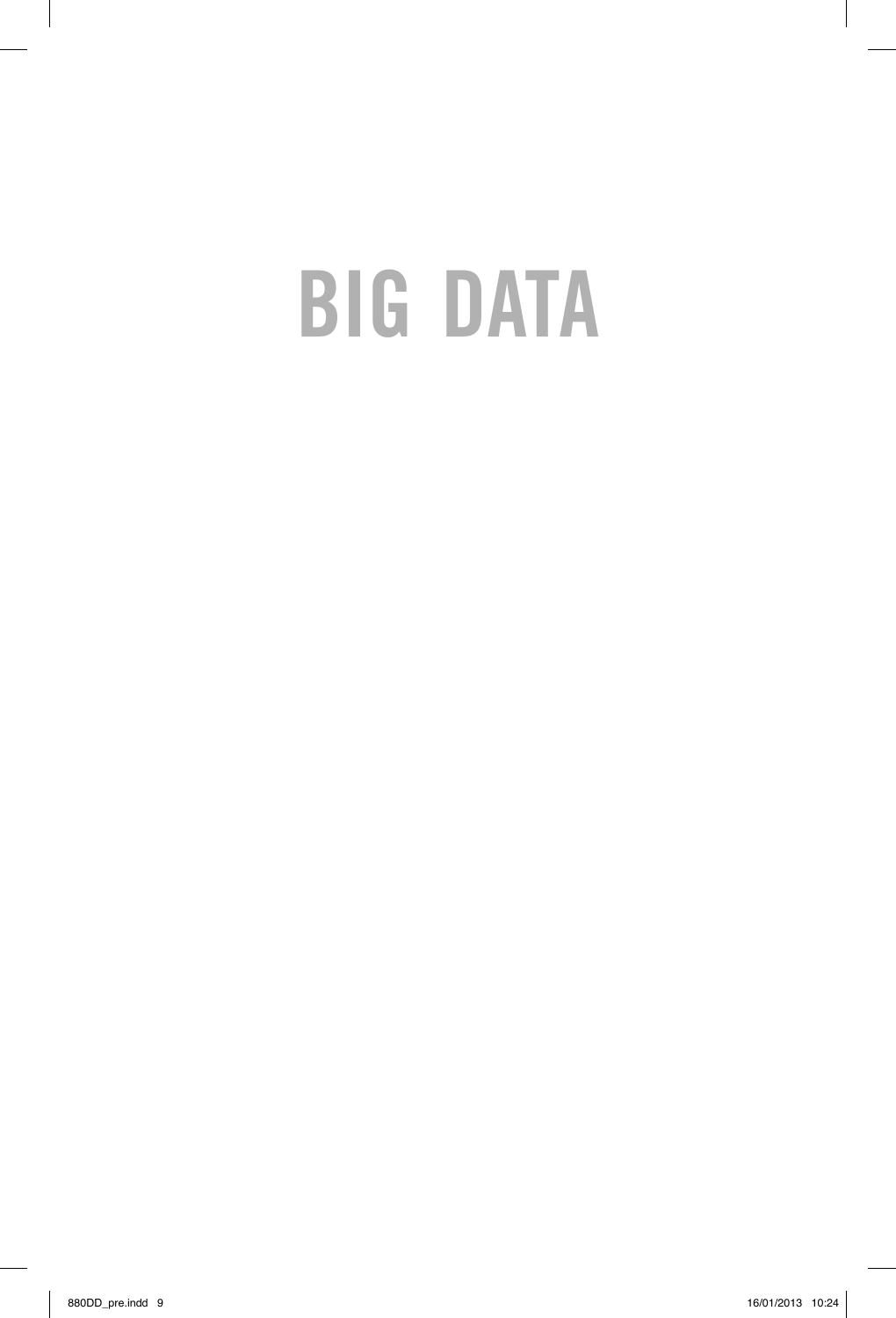# BIG DATA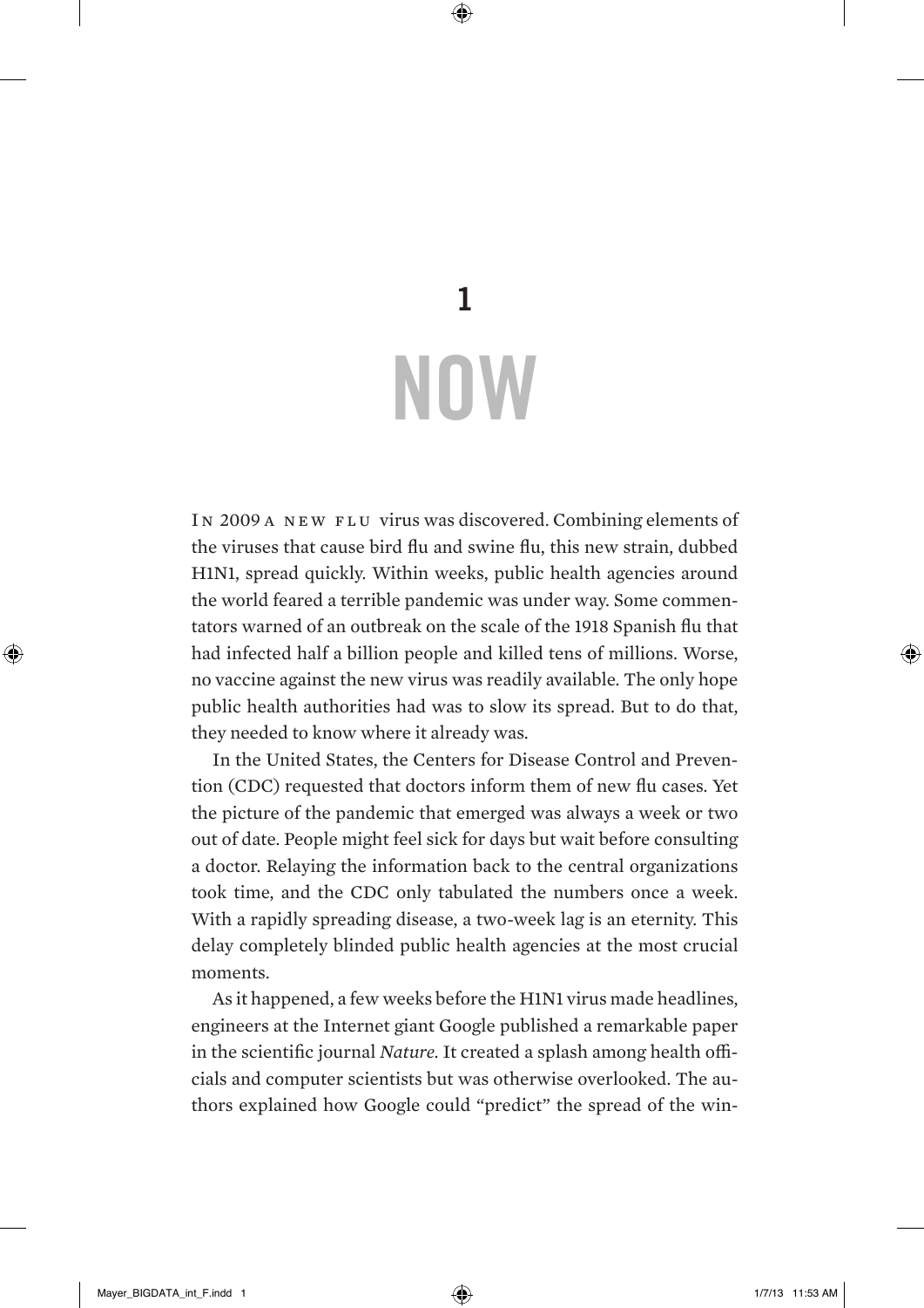# 1

# NOW

In 2009 a new flu virus was discovered. Combining elements of the viruses that cause bird flu and swine flu, this new strain, dubbed H1N1, spread quickly. Within weeks, public health agencies around the world feared a terrible pandemic was under way. Some commentators warned of an outbreak on the scale of the 1918 Spanish flu that had infected half a billion people and killed tens of millions. Worse, no vaccine against the new virus was readily available. The only hope public health authorities had was to slow its spread. But to do that, they needed to know where it already was.

In the United States, the Centers for Disease Control and Prevention (CDC) requested that doctors inform them of new flu cases. Yet the picture of the pandemic that emerged was always a week or two out of date. People might feel sick for days but wait before consulting a doctor. Relaying the information back to the central organizations took time, and the CDC only tabulated the numbers once a week. With a rapidly spreading disease, a two-week lag is an eternity. This delay completely blinded public health agencies at the most crucial moments.

As it happened, a few weeks before the H1N1 virus made headlines, engineers at the Internet giant Google published a remarkable paper in the scientific journal *Nature*. It created a splash among health officials and computer scientists but was otherwise overlooked. The authors explained how Google could "predict" the spread of the win-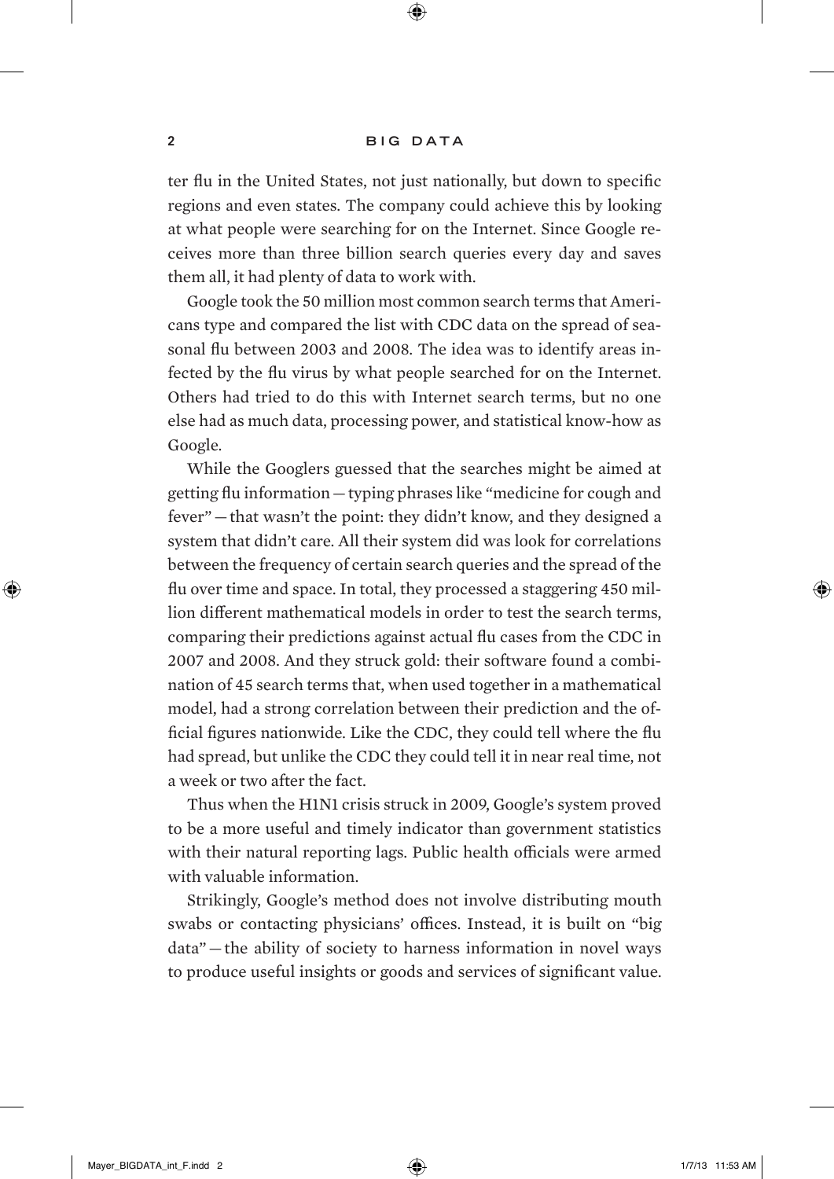ter flu in the United States, not just nationally, but down to specific regions and even states. The company could achieve this by looking at what people were searching for on the Internet. Since Google receives more than three billion search queries every day and saves them all, it had plenty of data to work with.

Google took the 50 million most common search terms that Americans type and compared the list with CDC data on the spread of seasonal flu between 2003 and 2008. The idea was to identify areas infected by the flu virus by what people searched for on the Internet. Others had tried to do this with Internet search terms, but no one else had as much data, processing power, and statistical know-how as Google.

While the Googlers guessed that the searches might be aimed at getting flu information — typing phrases like "medicine for cough and fever" — that wasn't the point: they didn't know, and they designed a system that didn't care. All their system did was look for correlations between the frequency of certain search queries and the spread of the flu over time and space. In total, they processed a staggering 450 million different mathematical models in order to test the search terms, comparing their predictions against actual flu cases from the CDC in 2007 and 2008. And they struck gold: their software found a combination of 45 search terms that, when used together in a mathematical model, had a strong correlation between their prediction and the official figures nationwide. Like the CDC, they could tell where the flu had spread, but unlike the CDC they could tell it in near real time, not a week or two after the fact.

Thus when the H1N1 crisis struck in 2009, Google's system proved to be a more useful and timely indicator than government statistics with their natural reporting lags. Public health officials were armed with valuable information.

Strikingly, Google's method does not involve distributing mouth swabs or contacting physicians' offices. Instead, it is built on "big data" — the ability of society to harness information in novel ways to produce useful insights or goods and services of significant value.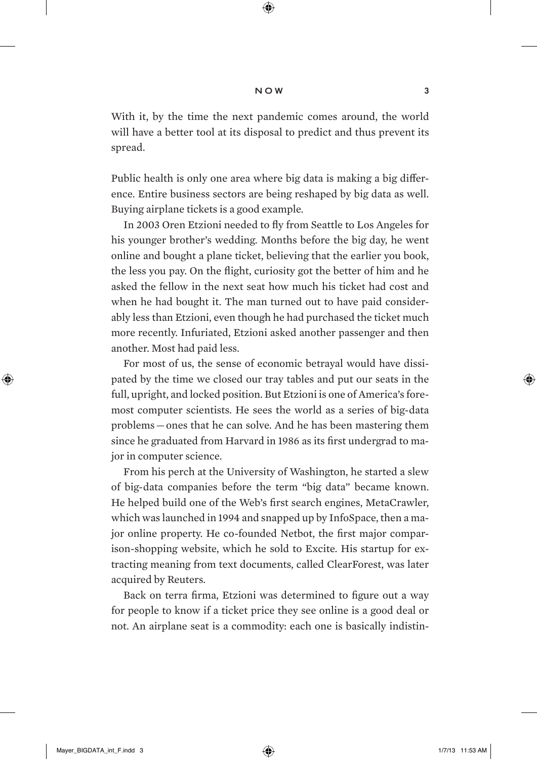With it, by the time the next pandemic comes around, the world will have a better tool at its disposal to predict and thus prevent its spread.

Public health is only one area where big data is making a big difference. Entire business sectors are being reshaped by big data as well. Buying airplane tickets is a good example.

In 2003 Oren Etzioni needed to fly from Seattle to Los Angeles for his younger brother's wedding. Months before the big day, he went online and bought a plane ticket, believing that the earlier you book, the less you pay. On the flight, curiosity got the better of him and he asked the fellow in the next seat how much his ticket had cost and when he had bought it. The man turned out to have paid considerably less than Etzioni, even though he had purchased the ticket much more recently. Infuriated, Etzioni asked another passenger and then another. Most had paid less.

For most of us, the sense of economic betrayal would have dissipated by the time we closed our tray tables and put our seats in the full, upright, and locked position. But Etzioni is one of America's foremost computer scientists. He sees the world as a series of big-data problems — ones that he can solve. And he has been mastering them since he graduated from Harvard in 1986 as its first undergrad to major in computer science.

From his perch at the University of Washington, he started a slew of big-data companies before the term "big data" became known. He helped build one of the Web's first search engines, MetaCrawler, which was launched in 1994 and snapped up by InfoSpace, then a major online property. He co-founded Netbot, the first major comparison-shopping website, which he sold to Excite. His startup for extracting meaning from text documents, called ClearForest, was later acquired by Reuters.

Back on terra firma, Etzioni was determined to figure out a way for people to know if a ticket price they see online is a good deal or not. An airplane seat is a commodity: each one is basically indistin-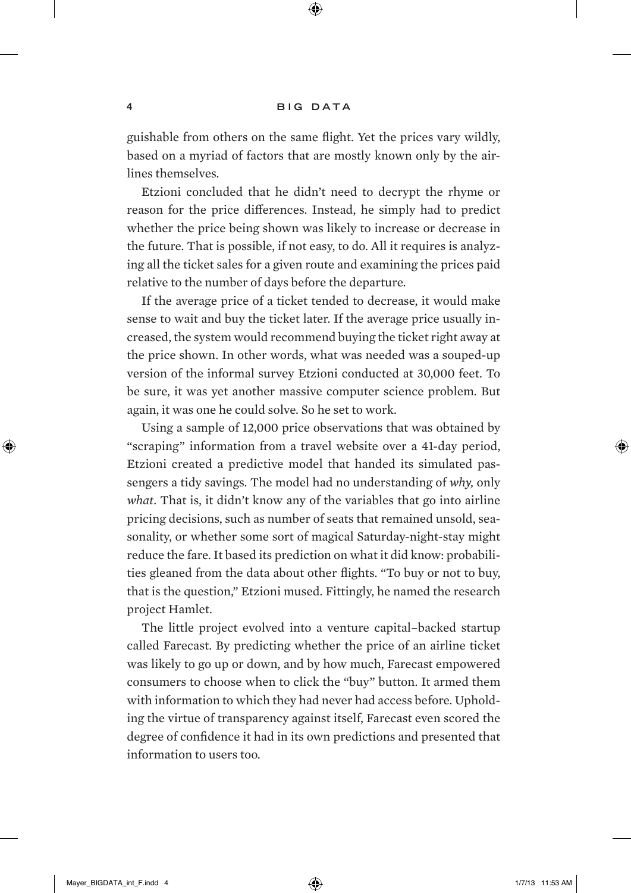guishable from others on the same flight. Yet the prices vary wildly, based on a myriad of factors that are mostly known only by the airlines themselves.

Etzioni concluded that he didn't need to decrypt the rhyme or reason for the price differences. Instead, he simply had to predict whether the price being shown was likely to increase or decrease in the future. That is possible, if not easy, to do. All it requires is analyzing all the ticket sales for a given route and examining the prices paid relative to the number of days before the departure.

If the average price of a ticket tended to decrease, it would make sense to wait and buy the ticket later. If the average price usually increased, the system would recommend buying the ticket right away at the price shown. In other words, what was needed was a souped-up version of the informal survey Etzioni conducted at 30,000 feet. To be sure, it was yet another massive computer science problem. But again, it was one he could solve. So he set to work.

Using a sample of 12,000 price observations that was obtained by "scraping" information from a travel website over a 41-day period, Etzioni created a predictive model that handed its simulated passengers a tidy savings. The model had no understanding of *why,* only *what*. That is, it didn't know any of the variables that go into airline pricing decisions, such as number of seats that remained unsold, seasonality, or whether some sort of magical Saturday-night-stay might reduce the fare. It based its prediction on what it did know: probabilities gleaned from the data about other flights. "To buy or not to buy, that is the question," Etzioni mused. Fittingly, he named the research project Hamlet.

The little project evolved into a venture capital–backed startup called Farecast. By predicting whether the price of an airline ticket was likely to go up or down, and by how much, Farecast empowered consumers to choose when to click the "buy" button. It armed them with information to which they had never had access before. Upholding the virtue of transparency against itself, Farecast even scored the degree of confidence it had in its own predictions and presented that information to users too.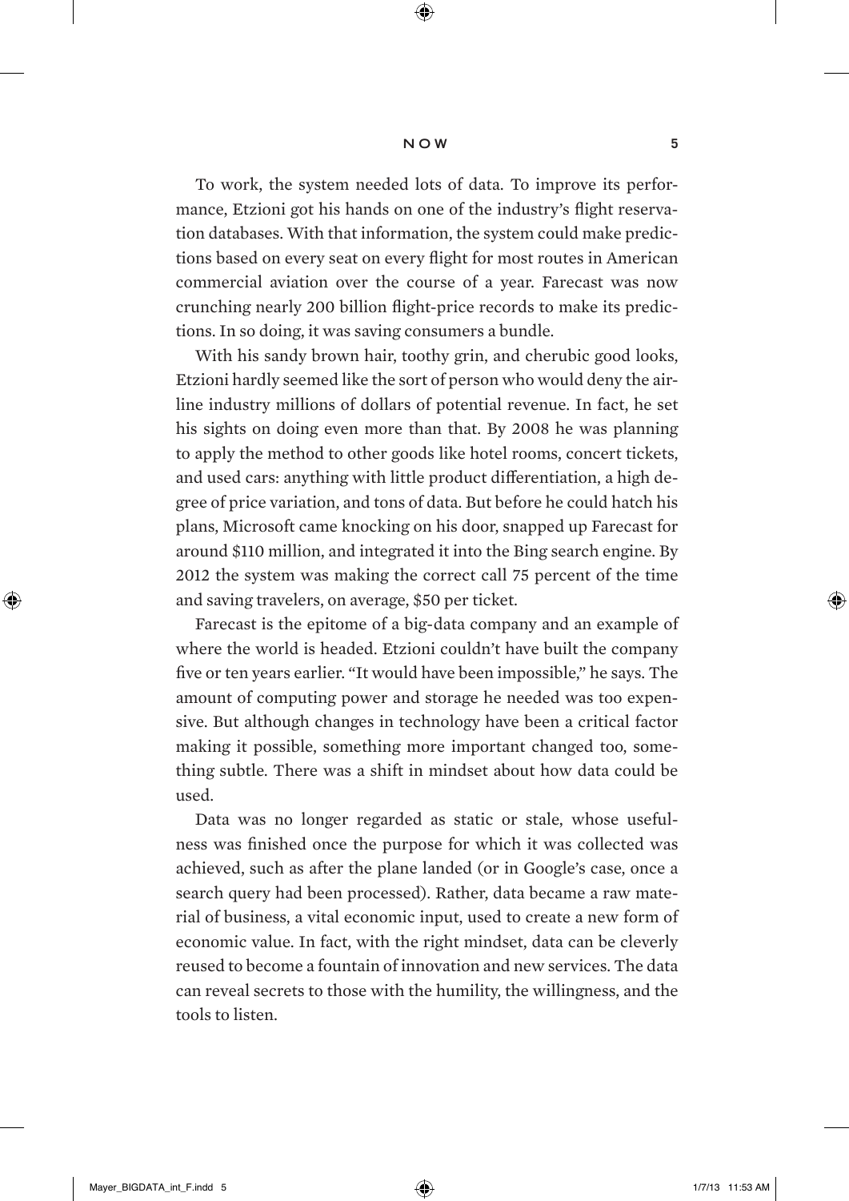To work, the system needed lots of data. To improve its performance, Etzioni got his hands on one of the industry's flight reservation databases. With that information, the system could make predictions based on every seat on every flight for most routes in American commercial aviation over the course of a year. Farecast was now crunching nearly 200 billion flight-price records to make its predictions. In so doing, it was saving consumers a bundle.

With his sandy brown hair, toothy grin, and cherubic good looks, Etzioni hardly seemed like the sort of person who would deny the airline industry millions of dollars of potential revenue. In fact, he set his sights on doing even more than that. By 2008 he was planning to apply the method to other goods like hotel rooms, concert tickets, and used cars: anything with little product differentiation, a high degree of price variation, and tons of data. But before he could hatch his plans, Microsoft came knocking on his door, snapped up Farecast for around $110 million, and integrated it into the Bing search engine. By 2012 the system was making the correct call 75 percent of the time and saving travelers, on average, $50 per ticket.

Farecast is the epitome of a big-data company and an example of where the world is headed. Etzioni couldn't have built the company five or ten years earlier. "It would have been impossible," he says. The amount of computing power and storage he needed was too expensive. But although changes in technology have been a critical factor making it possible, something more important changed too, something subtle. There was a shift in mindset about how data could be used.

Data was no longer regarded as static or stale, whose usefulness was finished once the purpose for which it was collected was achieved, such as after the plane landed (or in Google's case, once a search query had been processed). Rather, data became a raw material of business, a vital economic input, used to create a new form of economic value. In fact, with the right mindset, data can be cleverly reused to become a fountain of innovation and new services. The data can reveal secrets to those with the humility, the willingness, and the tools to listen.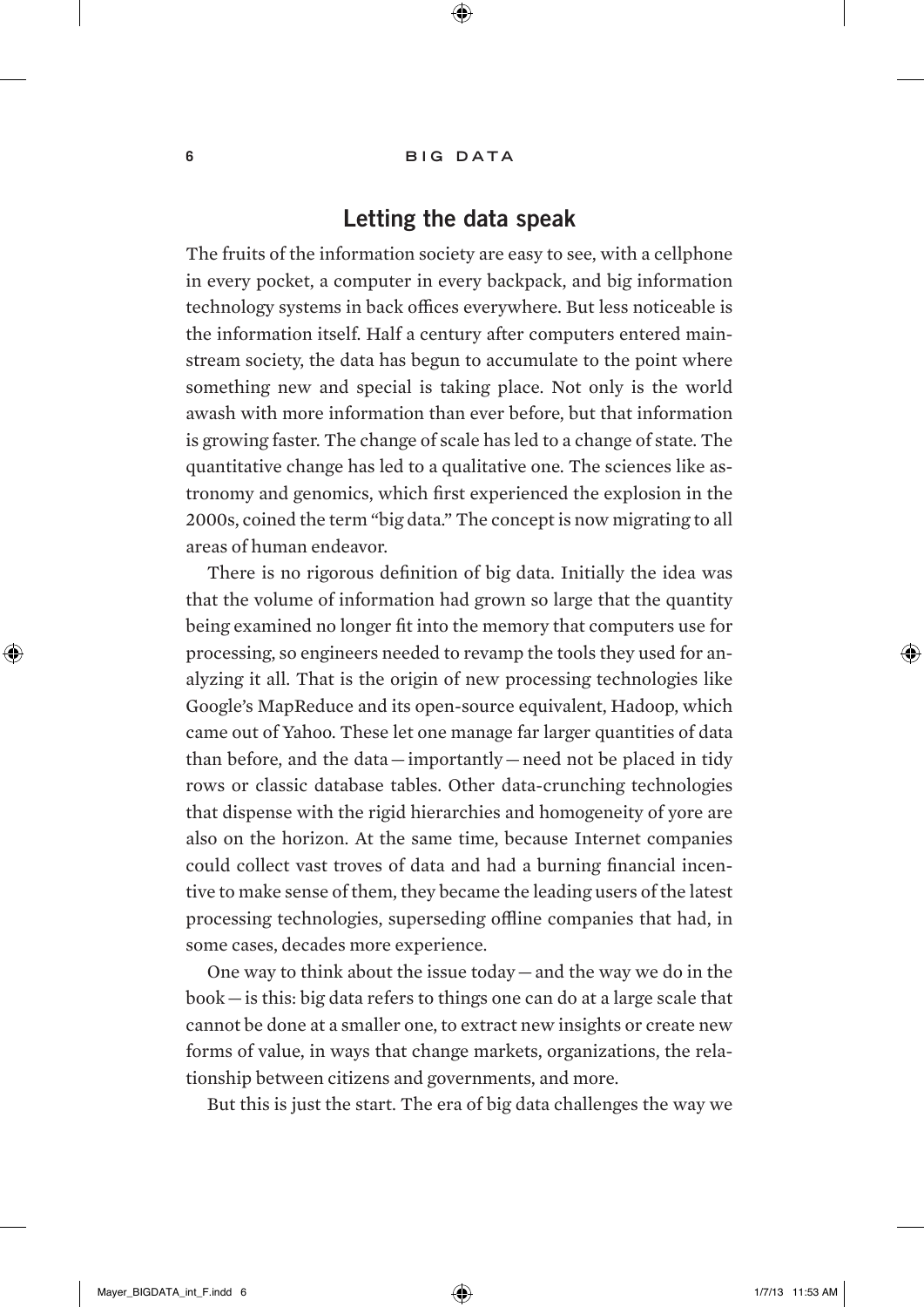## Letting the data speak

The fruits of the information society are easy to see, with a cellphone in every pocket, a computer in every backpack, and big information technology systems in back offices everywhere. But less noticeable is the information itself. Half a century after computers entered mainstream society, the data has begun to accumulate to the point where something new and special is taking place. Not only is the world awash with more information than ever before, but that information is growing faster. The change of scale has led to a change of state. The quantitative change has led to a qualitative one. The sciences like astronomy and genomics, which first experienced the explosion in the 2000s, coined the term "big data." The concept is now migrating to all areas of human endeavor.

There is no rigorous definition of big data. Initially the idea was that the volume of information had grown so large that the quantity being examined no longer fit into the memory that computers use for processing, so engineers needed to revamp the tools they used for analyzing it all. That is the origin of new processing technologies like Google's MapReduce and its open-source equivalent, Hadoop, which came out of Yahoo. These let one manage far larger quantities of data than before, and the data — importantly — need not be placed in tidy rows or classic database tables. Other data-crunching technologies that dispense with the rigid hierarchies and homogeneity of yore are also on the horizon. At the same time, because Internet companies could collect vast troves of data and had a burning financial incentive to make sense of them, they became the leading users of the latest processing technologies, superseding offline companies that had, in some cases, decades more experience.

One way to think about the issue today — and the way we do in the book — is this: big data refers to things one can do at a large scale that cannot be done at a smaller one, to extract new insights or create new forms of value, in ways that change markets, organizations, the relationship between citizens and governments, and more.

But this is just the start. The era of big data challenges the way we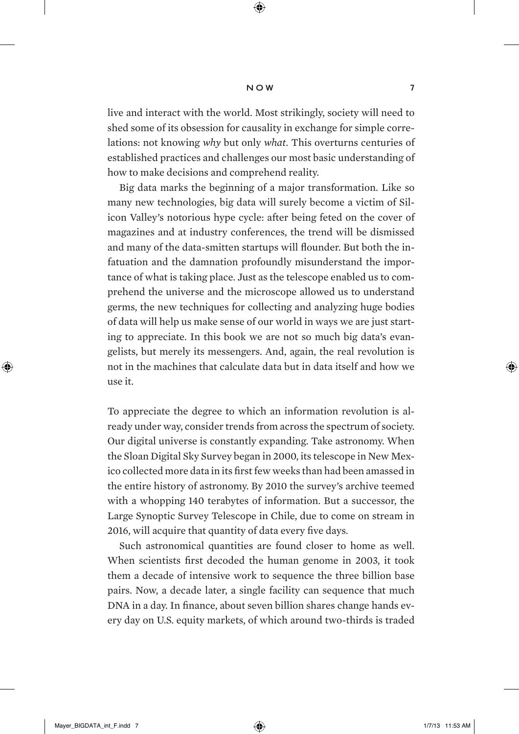live and interact with the world. Most strikingly, society will need to shed some of its obsession for causality in exchange for simple correlations: not knowing *why* but only *what*. This overturns centuries of established practices and challenges our most basic understanding of how to make decisions and comprehend reality.

Big data marks the beginning of a major transformation. Like so many new technologies, big data will surely become a victim of Silicon Valley's notorious hype cycle: after being feted on the cover of magazines and at industry conferences, the trend will be dismissed and many of the data-smitten startups will flounder. But both the infatuation and the damnation profoundly misunderstand the importance of what is taking place. Just as the telescope enabled us to comprehend the universe and the microscope allowed us to understand germs, the new techniques for collecting and analyzing huge bodies of data will help us make sense of our world in ways we are just starting to appreciate. In this book we are not so much big data's evangelists, but merely its messengers. And, again, the real revolution is not in the machines that calculate data but in data itself and how we use it.

To appreciate the degree to which an information revolution is already under way, consider trends from across the spectrum of society. Our digital universe is constantly expanding. Take astronomy. When the Sloan Digital Sky Survey began in 2000, its telescope in New Mexico collected more data in its first few weeks than had been amassed in the entire history of astronomy. By 2010 the survey's archive teemed with a whopping 140 terabytes of information. But a successor, the Large Synoptic Survey Telescope in Chile, due to come on stream in 2016, will acquire that quantity of data every five days.

Such astronomical quantities are found closer to home as well. When scientists first decoded the human genome in 2003, it took them a decade of intensive work to sequence the three billion base pairs. Now, a decade later, a single facility can sequence that much DNA in a day. In finance, about seven billion shares change hands every day on U.S. equity markets, of which around two-thirds is traded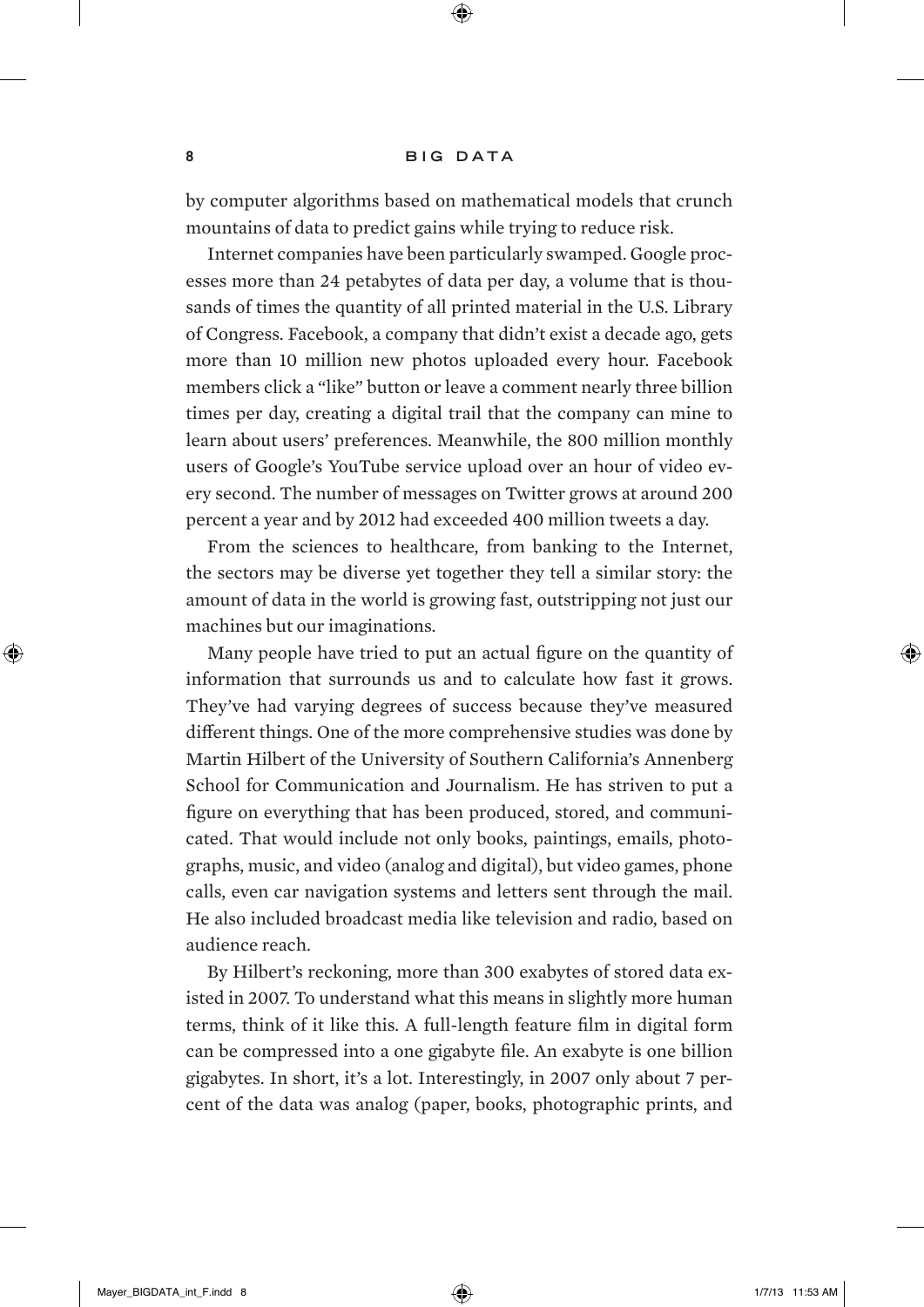by computer algorithms based on mathematical models that crunch mountains of data to predict gains while trying to reduce risk.

Internet companies have been particularly swamped. Google processes more than 24 petabytes of data per day, a volume that is thousands of times the quantity of all printed material in the U.S. Library of Congress. Facebook, a company that didn't exist a decade ago, gets more than 10 million new photos uploaded every hour. Facebook members click a "like" button or leave a comment nearly three billion times per day, creating a digital trail that the company can mine to learn about users' preferences. Meanwhile, the 800 million monthly users of Google's YouTube service upload over an hour of video every second. The number of messages on Twitter grows at around 200 percent a year and by 2012 had exceeded 400 million tweets a day.

From the sciences to healthcare, from banking to the Internet, the sectors may be diverse yet together they tell a similar story: the amount of data in the world is growing fast, outstripping not just our machines but our imaginations.

Many people have tried to put an actual figure on the quantity of information that surrounds us and to calculate how fast it grows. They've had varying degrees of success because they've measured different things. One of the more comprehensive studies was done by Martin Hilbert of the University of Southern California's Annenberg School for Communication and Journalism. He has striven to put a figure on everything that has been produced, stored, and communicated. That would include not only books, paintings, emails, photographs, music, and video (analog and digital), but video games, phone calls, even car navigation systems and letters sent through the mail. He also included broadcast media like television and radio, based on audience reach.

By Hilbert's reckoning, more than 300 exabytes of stored data existed in 2007. To understand what this means in slightly more human terms, think of it like this. A full-length feature film in digital form can be compressed into a one gigabyte file. An exabyte is one billion gigabytes. In short, it's a lot. Interestingly, in 2007 only about 7 percent of the data was analog (paper, books, photographic prints, and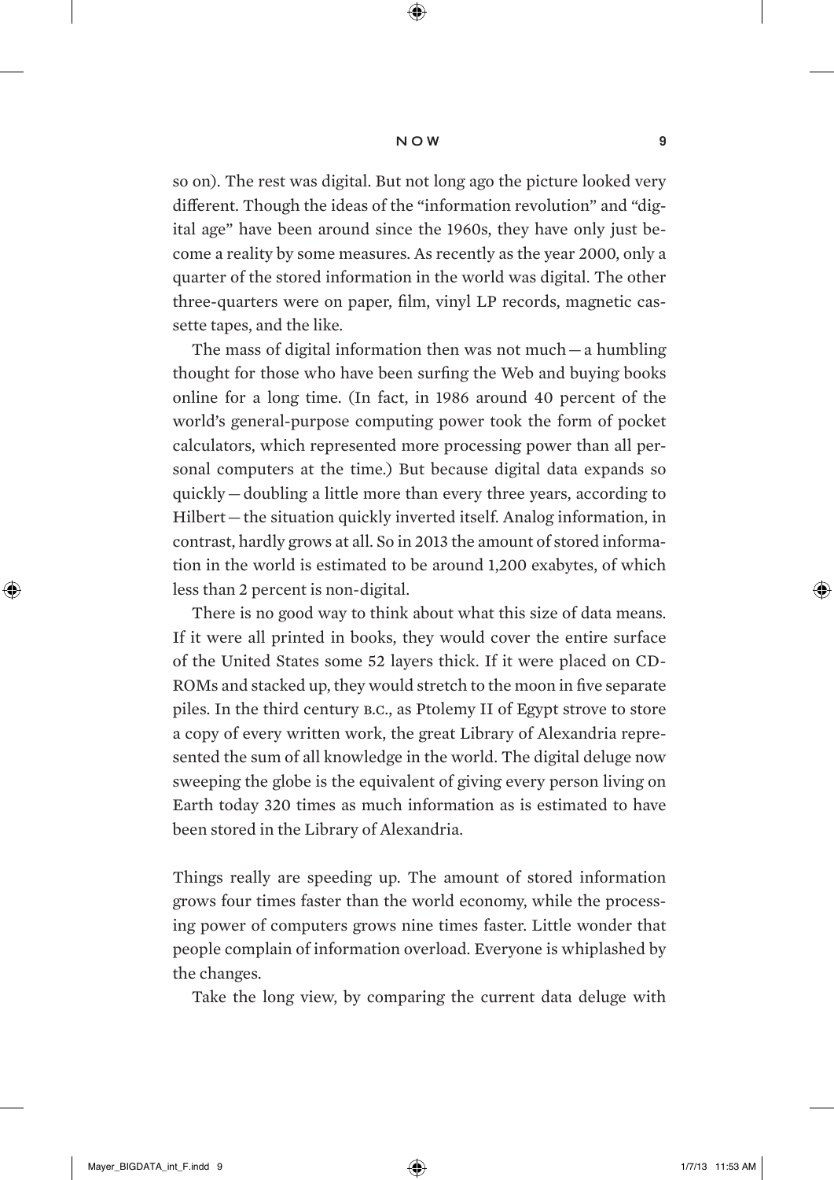so on). The rest was digital. But not long ago the picture looked very different. Though the ideas of the "information revolution" and "digital age" have been around since the 1960s, they have only just become a reality by some measures. As recently as the year 2000, only a quarter of the stored information in the world was digital. The other three-quarters were on paper, film, vinyl LP records, magnetic cassette tapes, and the like.

The mass of digital information then was not much — a humbling thought for those who have been surfing the Web and buying books online for a long time. (In fact, in 1986 around 40 percent of the world's general-purpose computing power took the form of pocket calculators, which represented more processing power than all personal computers at the time.) But because digital data expands so quickly — doubling a little more than every three years, according to Hilbert — the situation quickly inverted itself. Analog information, in contrast, hardly grows at all. So in 2013 the amount of stored information in the world is estimated to be around 1,200 exabytes, of which less than 2 percent is non-digital.

There is no good way to think about what this size of data means. If it were all printed in books, they would cover the entire surface of the United States some 52 layers thick. If it were placed on CD-ROMs and stacked up, they would stretch to the moon in five separate piles. In the third century B.C., as Ptolemy II of Egypt strove to store a copy of every written work, the great Library of Alexandria represented the sum of all knowledge in the world. The digital deluge now sweeping the globe is the equivalent of giving every person living on Earth today 320 times as much information as is estimated to have been stored in the Library of Alexandria.

Things really are speeding up. The amount of stored information grows four times faster than the world economy, while the processing power of computers grows nine times faster. Little wonder that people complain of information overload. Everyone is whiplashed by the changes.

Take the long view, by comparing the current data deluge with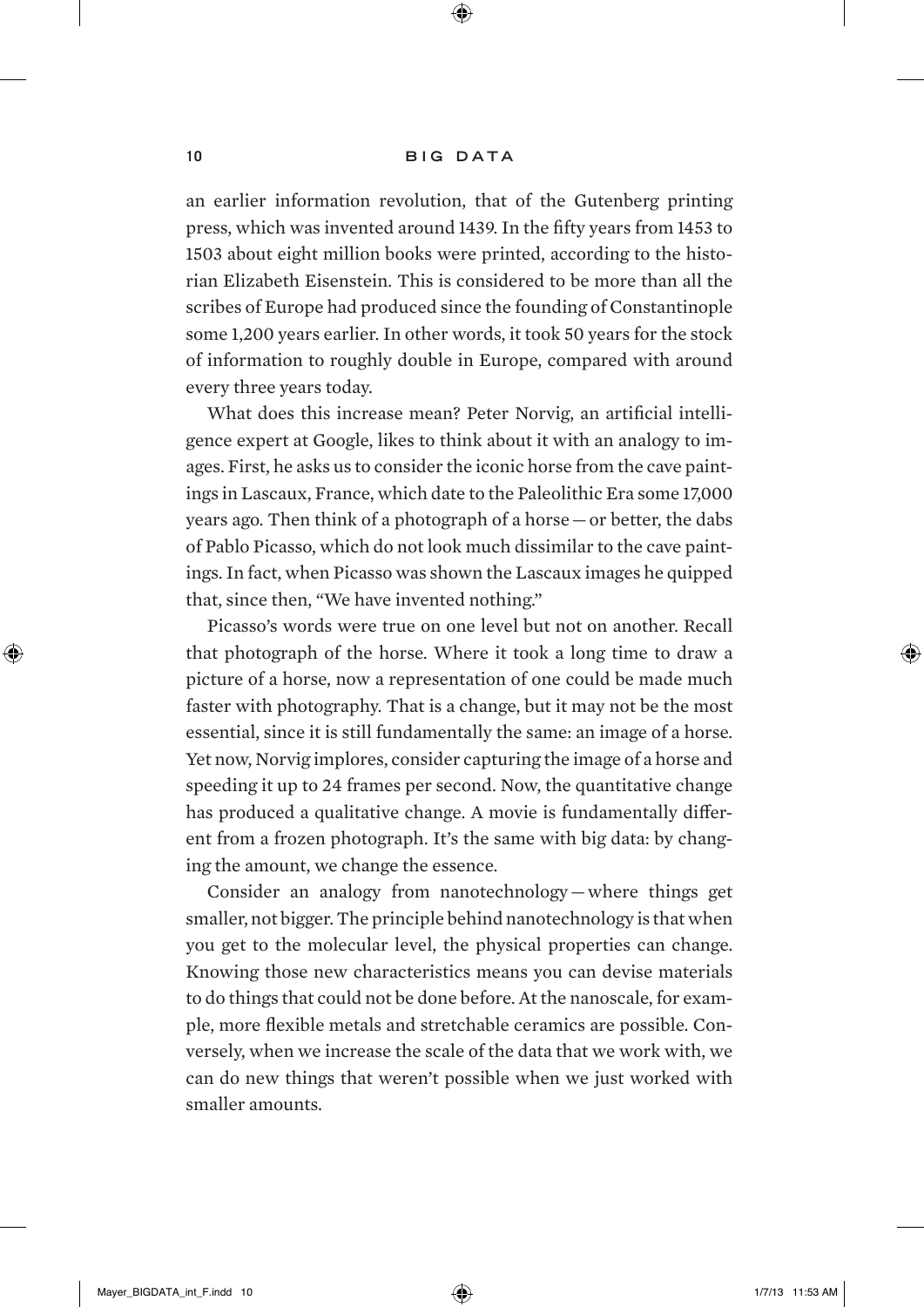an earlier information revolution, that of the Gutenberg printing press, which was invented around 1439. In the fifty years from 1453 to 1503 about eight million books were printed, according to the historian Elizabeth Eisenstein. This is considered to be more than all the scribes of Europe had produced since the founding of Constantinople some 1,200 years earlier. In other words, it took 50 years for the stock of information to roughly double in Europe, compared with around every three years today.

What does this increase mean? Peter Norvig, an artificial intelligence expert at Google, likes to think about it with an analogy to images. First, he asks us to consider the iconic horse from the cave paintings in Lascaux, France, which date to the Paleolithic Era some 17,000 years ago. Then think of a photograph of a horse—or better, the dabs of Pablo Picasso, which do not look much dissimilar to the cave paintings. In fact, when Picasso was shown the Lascaux images he quipped that, since then, "We have invented nothing."

Picasso's words were true on one level but not on another. Recall that photograph of the horse. Where it took a long time to draw a picture of a horse, now a representation of one could be made much faster with photography. That is a change, but it may not be the most essential, since it is still fundamentally the same: an image of a horse. Yet now, Norvig implores, consider capturing the image of a horse and speeding it up to 24 frames per second. Now, the quantitative change has produced a qualitative change. A movie is fundamentally different from a frozen photograph. It's the same with big data: by changing the amount, we change the essence.

Consider an analogy from nanotechnology—where things get smaller, not bigger. The principle behind nanotechnology is that when you get to the molecular level, the physical properties can change. Knowing those new characteristics means you can devise materials to do things that could not be done before. At the nanoscale, for example, more flexible metals and stretchable ceramics are possible. Conversely, when we increase the scale of the data that we work with, we can do new things that weren't possible when we just worked with smaller amounts.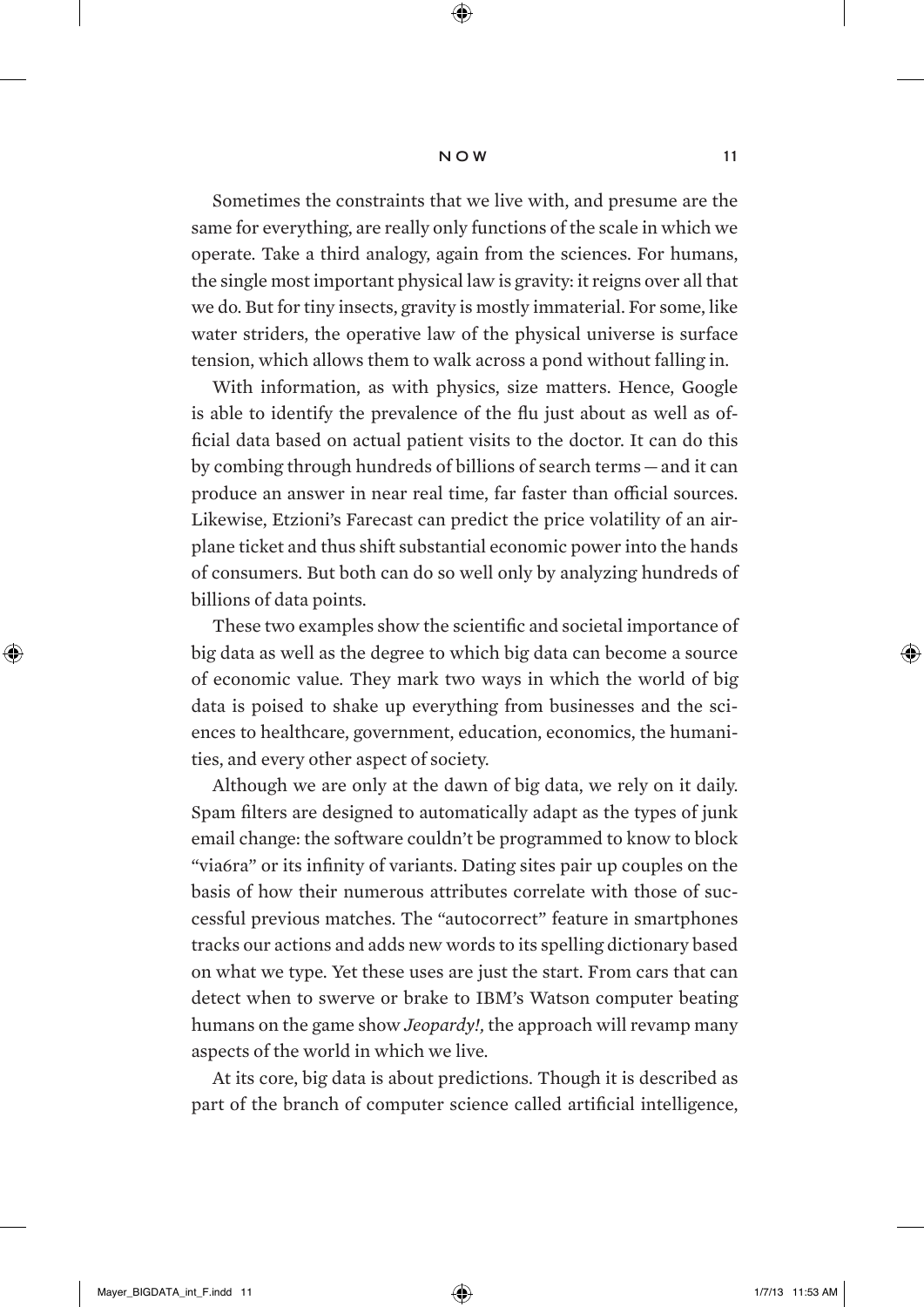Sometimes the constraints that we live with, and presume are the same for everything, are really only functions of the scale in which we operate. Take a third analogy, again from the sciences. For humans, the single most important physical law is gravity: it reigns over all that we do. But for tiny insects, gravity is mostly immaterial. For some, like water striders, the operative law of the physical universe is surface tension, which allows them to walk across a pond without falling in.

With information, as with physics, size matters. Hence, Google is able to identify the prevalence of the flu just about as well as official data based on actual patient visits to the doctor. It can do this by combing through hundreds of billions of search terms — and it can produce an answer in near real time, far faster than official sources. Likewise, Etzioni's Farecast can predict the price volatility of an airplane ticket and thus shift substantial economic power into the hands of consumers. But both can do so well only by analyzing hundreds of billions of data points.

These two examples show the scientific and societal importance of big data as well as the degree to which big data can become a source of economic value. They mark two ways in which the world of big data is poised to shake up everything from businesses and the sciences to healthcare, government, education, economics, the humanities, and every other aspect of society.

Although we are only at the dawn of big data, we rely on it daily. Spam filters are designed to automatically adapt as the types of junk email change: the software couldn't be programmed to know to block "via6ra" or its infinity of variants. Dating sites pair up couples on the basis of how their numerous attributes correlate with those of successful previous matches. The "autocorrect" feature in smartphones tracks our actions and adds new words to its spelling dictionary based on what we type. Yet these uses are just the start. From cars that can detect when to swerve or brake to IBM's Watson computer beating humans on the game show *Jeopardy!*, the approach will revamp many aspects of the world in which we live.

At its core, big data is about predictions. Though it is described as part of the branch of computer science called artificial intelligence,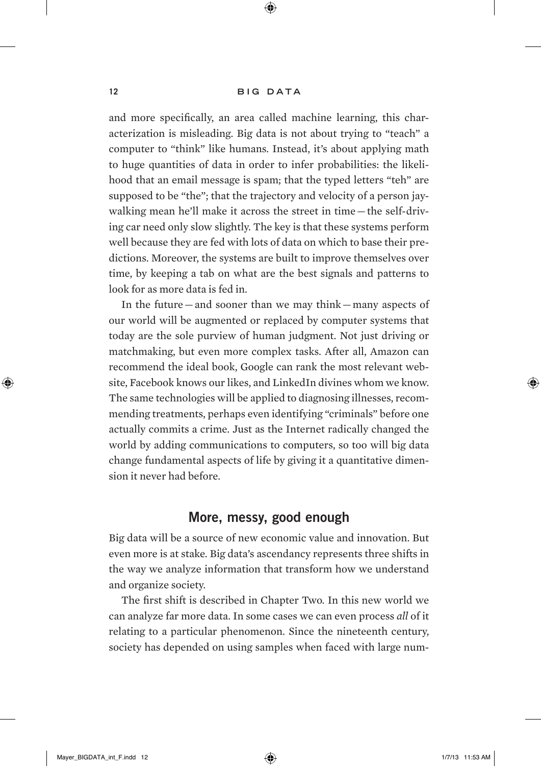and more specifically, an area called machine learning, this characterization is misleading. Big data is not about trying to "teach" a computer to "think" like humans. Instead, it's about applying math to huge quantities of data in order to infer probabilities: the likelihood that an email message is spam; that the typed letters "teh" are supposed to be "the"; that the trajectory and velocity of a person jaywalking mean he'll make it across the street in time — the self-driving car need only slow slightly. The key is that these systems perform well because they are fed with lots of data on which to base their predictions. Moreover, the systems are built to improve themselves over time, by keeping a tab on what are the best signals and patterns to look for as more data is fed in.

In the future — and sooner than we may think — many aspects of our world will be augmented or replaced by computer systems that today are the sole purview of human judgment. Not just driving or matchmaking, but even more complex tasks. After all, Amazon can recommend the ideal book, Google can rank the most relevant website, Facebook knows our likes, and LinkedIn divines whom we know. The same technologies will be applied to diagnosing illnesses, recommending treatments, perhaps even identifying "criminals" before one actually commits a crime. Just as the Internet radically changed the world by adding communications to computers, so too will big data change fundamental aspects of life by giving it a quantitative dimension it never had before.

## More, messy, good enough

Big data will be a source of new economic value and innovation. But even more is at stake. Big data's ascendancy represents three shifts in the way we analyze information that transform how we understand and organize society.

The first shift is described in Chapter Two. In this new world we can analyze far more data. In some cases we can even process *all* of it relating to a particular phenomenon. Since the nineteenth century, society has depended on using samples when faced with large num-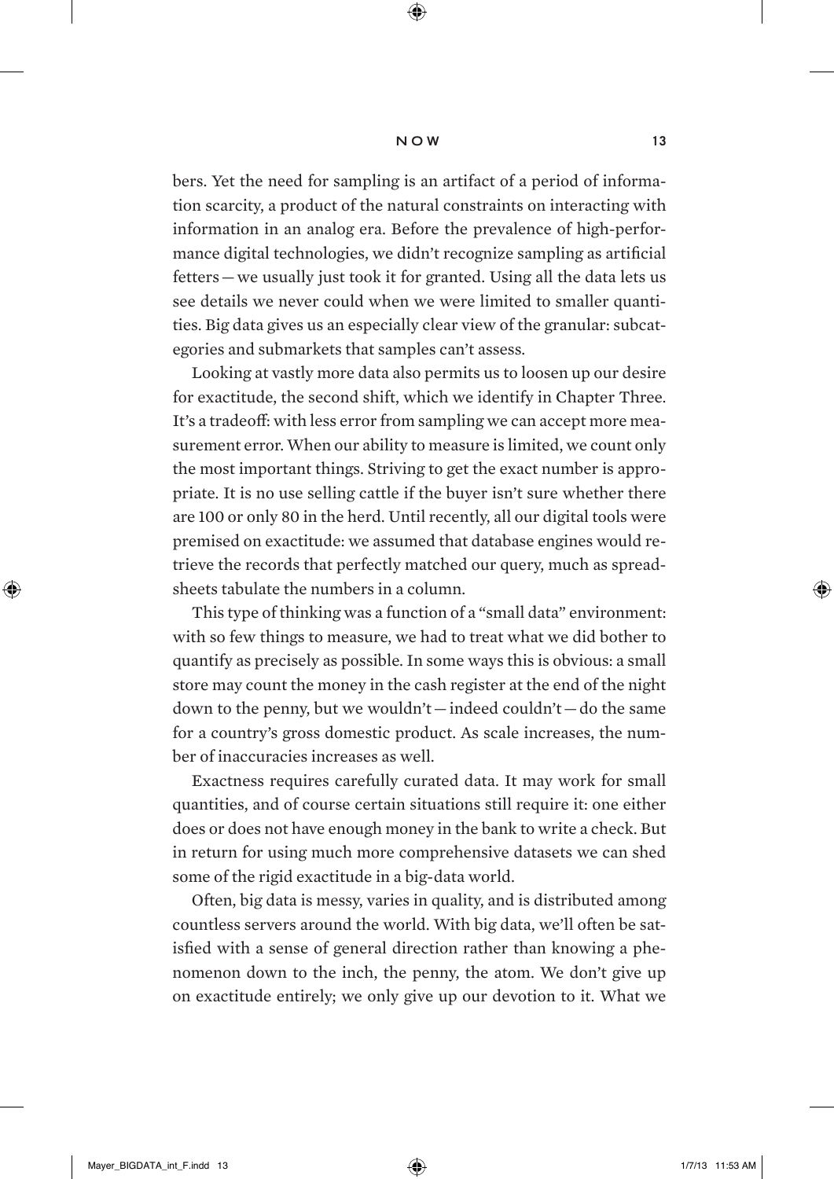bers. Yet the need for sampling is an artifact of a period of information scarcity, a product of the natural constraints on interacting with information in an analog era. Before the prevalence of high-performance digital technologies, we didn't recognize sampling as artificial fetters — we usually just took it for granted. Using all the data lets us see details we never could when we were limited to smaller quantities. Big data gives us an especially clear view of the granular: subcategories and submarkets that samples can't assess.

Looking at vastly more data also permits us to loosen up our desire for exactitude, the second shift, which we identify in Chapter Three. It's a tradeoff: with less error from sampling we can accept more measurement error. When our ability to measure is limited, we count only the most important things. Striving to get the exact number is appropriate. It is no use selling cattle if the buyer isn't sure whether there are 100 or only 80 in the herd. Until recently, all our digital tools were premised on exactitude: we assumed that database engines would retrieve the records that perfectly matched our query, much as spreadsheets tabulate the numbers in a column.

This type of thinking was a function of a "small data" environment: with so few things to measure, we had to treat what we did bother to quantify as precisely as possible. In some ways this is obvious: a small store may count the money in the cash register at the end of the night down to the penny, but we wouldn't — indeed couldn't — do the same for a country's gross domestic product. As scale increases, the number of inaccuracies increases as well.

Exactness requires carefully curated data. It may work for small quantities, and of course certain situations still require it: one either does or does not have enough money in the bank to write a check. But in return for using much more comprehensive datasets we can shed some of the rigid exactitude in a big-data world.

Often, big data is messy, varies in quality, and is distributed among countless servers around the world. With big data, we'll often be satisfied with a sense of general direction rather than knowing a phenomenon down to the inch, the penny, the atom. We don't give up on exactitude entirely; we only give up our devotion to it. What we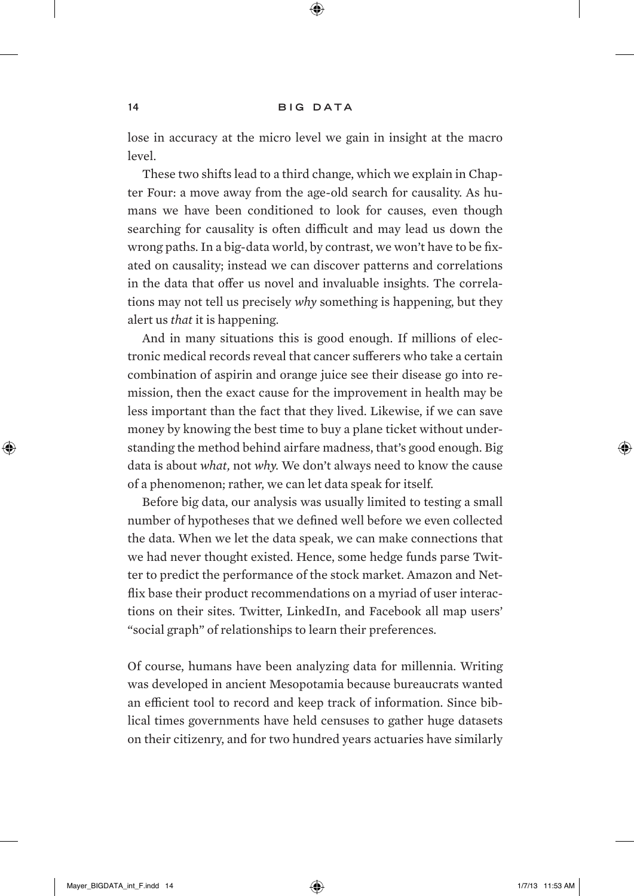lose in accuracy at the micro level we gain in insight at the macro level.

These two shifts lead to a third change, which we explain in Chapter Four: a move away from the age-old search for causality. As humans we have been conditioned to look for causes, even though searching for causality is often difficult and may lead us down the wrong paths. In a big-data world, by contrast, we won't have to be fixated on causality; instead we can discover patterns and correlations in the data that offer us novel and invaluable insights. The correlations may not tell us precisely *why* something is happening, but they alert us *that* it is happening.

And in many situations this is good enough. If millions of electronic medical records reveal that cancer sufferers who take a certain combination of aspirin and orange juice see their disease go into remission, then the exact cause for the improvement in health may be less important than the fact that they lived. Likewise, if we can save money by knowing the best time to buy a plane ticket without understanding the method behind airfare madness, that's good enough. Big data is about *what,* not *why.* We don't always need to know the cause of a phenomenon; rather, we can let data speak for itself.

Before big data, our analysis was usually limited to testing a small number of hypotheses that we defined well before we even collected the data. When we let the data speak, we can make connections that we had never thought existed. Hence, some hedge funds parse Twitter to predict the performance of the stock market. Amazon and Netflix base their product recommendations on a myriad of user interactions on their sites. Twitter, LinkedIn, and Facebook all map users' "social graph" of relationships to learn their preferences.

Of course, humans have been analyzing data for millennia. Writing was developed in ancient Mesopotamia because bureaucrats wanted an efficient tool to record and keep track of information. Since biblical times governments have held censuses to gather huge datasets on their citizenry, and for two hundred years actuaries have similarly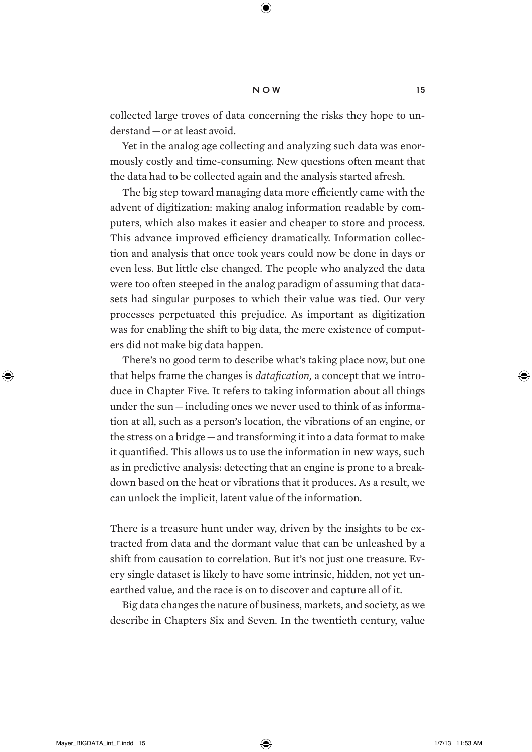collected large troves of data concerning the risks they hope to understand — or at least avoid.

Yet in the analog age collecting and analyzing such data was enormously costly and time-consuming. New questions often meant that the data had to be collected again and the analysis started afresh.

The big step toward managing data more efficiently came with the advent of digitization: making analog information readable by computers, which also makes it easier and cheaper to store and process. This advance improved efficiency dramatically. Information collection and analysis that once took years could now be done in days or even less. But little else changed. The people who analyzed the data were too often steeped in the analog paradigm of assuming that datasets had singular purposes to which their value was tied. Our very processes perpetuated this prejudice. As important as digitization was for enabling the shift to big data, the mere existence of computers did not make big data happen.

There's no good term to describe what's taking place now, but one that helps frame the changes is *datafication,* a concept that we introduce in Chapter Five. It refers to taking information about all things under the sun — including ones we never used to think of as information at all, such as a person's location, the vibrations of an engine, or the stress on a bridge — and transforming it into a data format to make it quantified. This allows us to use the information in new ways, such as in predictive analysis: detecting that an engine is prone to a breakdown based on the heat or vibrations that it produces. As a result, we can unlock the implicit, latent value of the information.

There is a treasure hunt under way, driven by the insights to be extracted from data and the dormant value that can be unleashed by a shift from causation to correlation. But it's not just one treasure. Every single dataset is likely to have some intrinsic, hidden, not yet unearthed value, and the race is on to discover and capture all of it.

Big data changes the nature of business, markets, and society, as we describe in Chapters Six and Seven. In the twentieth century, value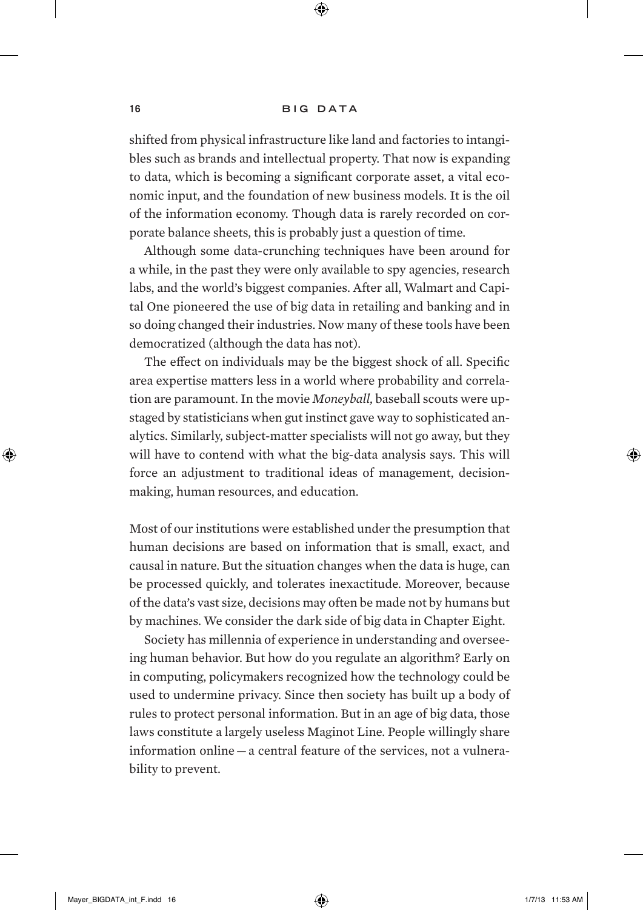shifted from physical infrastructure like land and factories to intangibles such as brands and intellectual property. That now is expanding to data, which is becoming a significant corporate asset, a vital economic input, and the foundation of new business models. It is the oil of the information economy. Though data is rarely recorded on corporate balance sheets, this is probably just a question of time.

Although some data-crunching techniques have been around for a while, in the past they were only available to spy agencies, research labs, and the world's biggest companies. After all, Walmart and Capital One pioneered the use of big data in retailing and banking and in so doing changed their industries. Now many of these tools have been democratized (although the data has not).

The effect on individuals may be the biggest shock of all. Specific area expertise matters less in a world where probability and correlation are paramount. In the movie *Moneyball,* baseball scouts were upstaged by statisticians when gut instinct gave way to sophisticated analytics. Similarly, subject-matter specialists will not go away, but they will have to contend with what the big-data analysis says. This will force an adjustment to traditional ideas of management, decision-making, human resources, and education.

Most of our institutions were established under the presumption that human decisions are based on information that is small, exact, and causal in nature. But the situation changes when the data is huge, can be processed quickly, and tolerates inexactitude. Moreover, because of the data's vast size, decisions may often be made not by humans but by machines. We consider the dark side of big data in Chapter Eight.

Society has millennia of experience in understanding and overseeing human behavior. But how do you regulate an algorithm? Early on in computing, policymakers recognized how the technology could be used to undermine privacy. Since then society has built up a body of rules to protect personal information. But in an age of big data, those laws constitute a largely useless Maginot Line. People willingly share information online — a central feature of the services, not a vulnerability to prevent.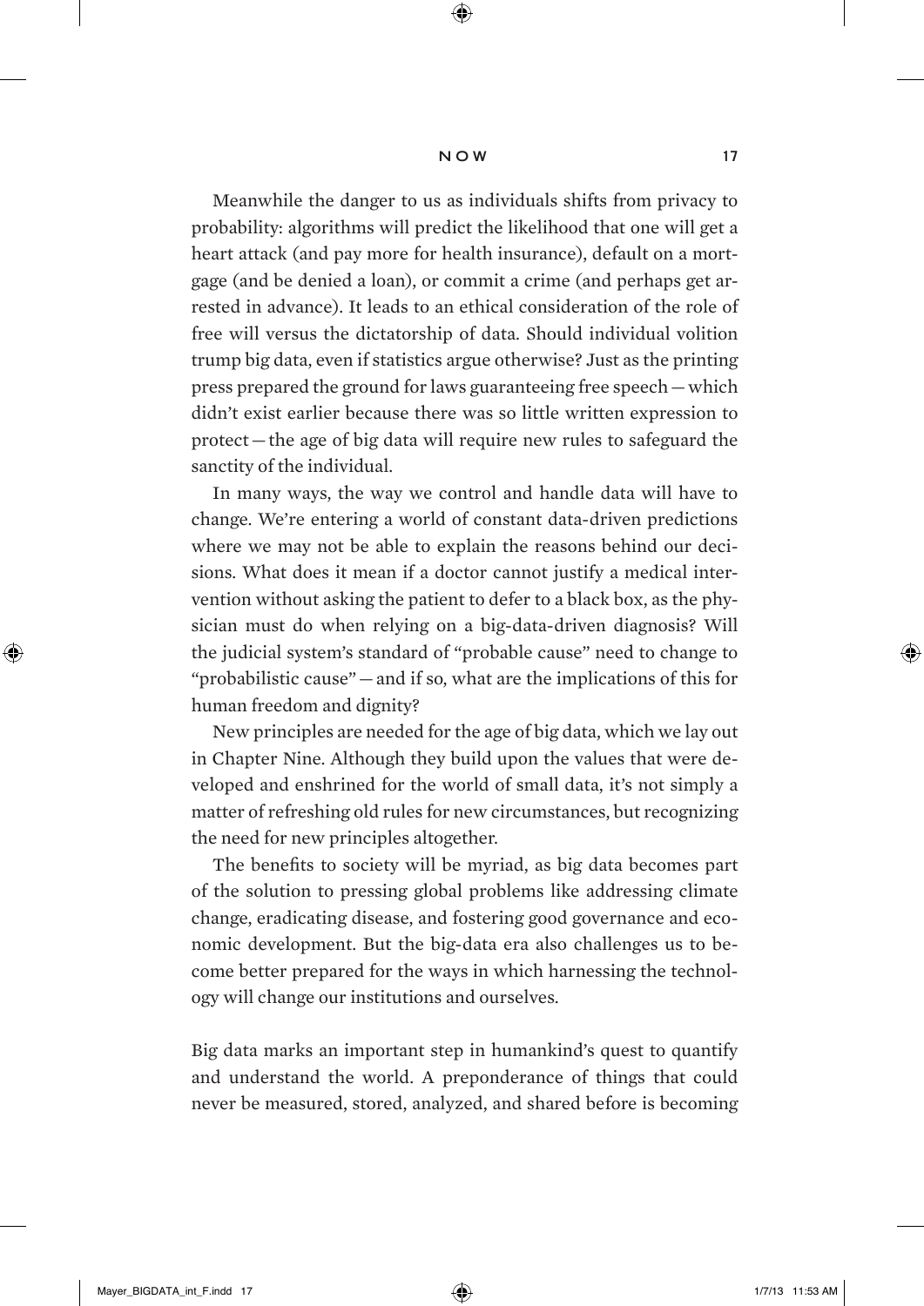Meanwhile the danger to us as individuals shifts from privacy to probability: algorithms will predict the likelihood that one will get a heart attack (and pay more for health insurance), default on a mortgage (and be denied a loan), or commit a crime (and perhaps get arrested in advance). It leads to an ethical consideration of the role of free will versus the dictatorship of data. Should individual volition trump big data, even if statistics argue otherwise? Just as the printing press prepared the ground for laws guaranteeing free speech — which didn't exist earlier because there was so little written expression to protect — the age of big data will require new rules to safeguard the sanctity of the individual.

In many ways, the way we control and handle data will have to change. We're entering a world of constant data-driven predictions where we may not be able to explain the reasons behind our decisions. What does it mean if a doctor cannot justify a medical intervention without asking the patient to defer to a black box, as the physician must do when relying on a big-data-driven diagnosis? Will the judicial system's standard of "probable cause" need to change to "probabilistic cause" — and if so, what are the implications of this for human freedom and dignity?

New principles are needed for the age of big data, which we lay out in Chapter Nine. Although they build upon the values that were developed and enshrined for the world of small data, it's not simply a matter of refreshing old rules for new circumstances, but recognizing the need for new principles altogether.

The benefits to society will be myriad, as big data becomes part of the solution to pressing global problems like addressing climate change, eradicating disease, and fostering good governance and economic development. But the big-data era also challenges us to become better prepared for the ways in which harnessing the technology will change our institutions and ourselves.

Big data marks an important step in humankind's quest to quantify and understand the world. A preponderance of things that could never be measured, stored, analyzed, and shared before is becoming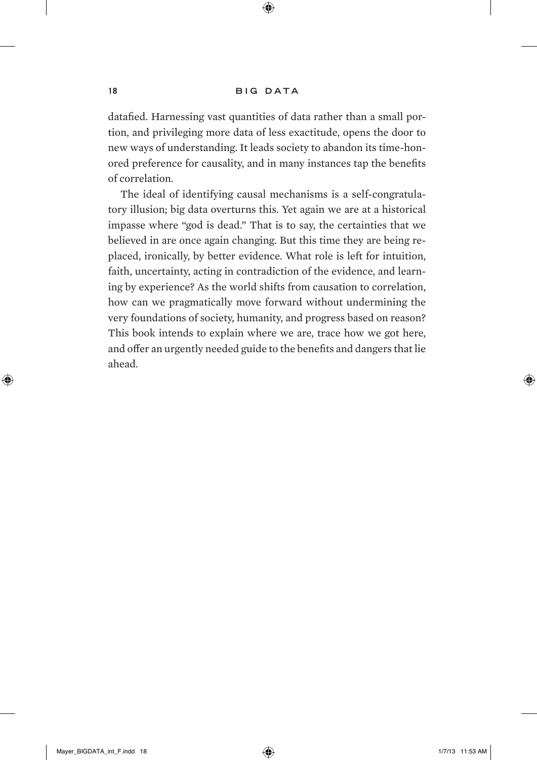datafied. Harnessing vast quantities of data rather than a small portion, and privileging more data of less exactitude, opens the door to new ways of understanding. It leads society to abandon its time-honored preference for causality, and in many instances tap the benefits of correlation.

The ideal of identifying causal mechanisms is a self-congratulatory illusion; big data overturns this. Yet again we are at a historical impasse where "god is dead." That is to say, the certainties that we believed in are once again changing. But this time they are being replaced, ironically, by better evidence. What role is left for intuition, faith, uncertainty, acting in contradiction of the evidence, and learning by experience? As the world shifts from causation to correlation, how can we pragmatically move forward without undermining the very foundations of society, humanity, and progress based on reason? This book intends to explain where we are, trace how we got here, and offer an urgently needed guide to the benefits and dangers that lie ahead.